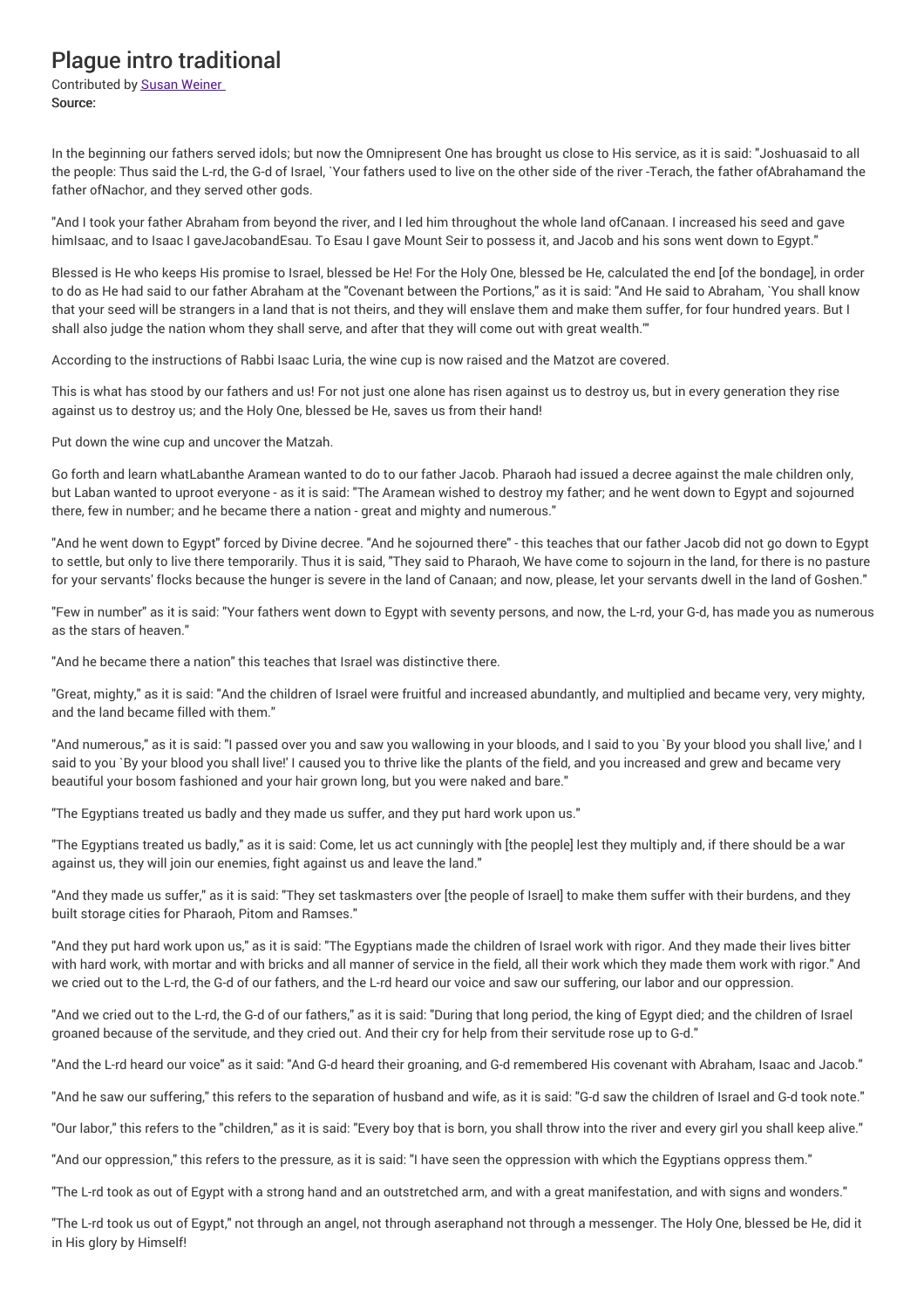# Plague intro traditional

Contributed by Susan Weiner

Source:

In the beginning our fathers served idols; but now the Omnipresent One has brought us close to His service, as it is said: "Joshuasaid to all the people: Thus said the L-rd, the G-d of Israel, `Your fathers used to live on the other side of the river -Terach, the father ofAbrahamand the father ofNachor, and they served other gods.

"And I took your father Abraham from beyond the river, and I led him throughout the whole land ofCanaan. I increased his seed and gave himIsaac, and to Isaac I gaveJacobandEsau. To Esau I gave Mount Seir to possess it, and Jacob and his sons went down to Egypt."

Blessed is He who keeps His promise to Israel, blessed be He! For the Holy One, blessed be He, calculated the end [of the bondage], in order to do as He had said to our father Abraham at the "Covenant between the Portions," as it is said: "And He said to Abraham, `You shall know that your seed will be strangers in a land that is not theirs, and they will enslave them and make them suffer, for four hundred years. But I shall also judge the nation whom they shall serve, and after that they will come out with great wealth.'"

According to the instructions of Rabbi Isaac Luria, the wine cup is now raised and the Matzot are covered.

This is what has stood by our fathers and us! For not just one alone has risen against us to destroy us, but in every generation they rise against us to destroy us; and the Holy One, blessed be He, saves us from their hand!

Put down the wine cup and uncover the Matzah.

Go forth and learn whatLabanthe Aramean wanted to do to our father Jacob. Pharaoh had issued a decree against the male children only, but Laban wanted to uproot everyone - as it is said: "The Aramean wished to destroy my father; and he went down to Egypt and sojourned there, few in number; and he became there a nation - great and mighty and numerous."

"And he went down to Egypt" forced by Divine decree. "And he sojourned there" - this teaches that our father Jacob did not go down to Egypt to settle, but only to live there temporarily. Thus it is said, "They said to Pharaoh, We have come to sojourn in the land, for there is no pasture for your servants' flocks because the hunger is severe in the land of Canaan; and now, please, let your servants dwell in the land of Goshen."

"Few in number" as it is said: "Your fathers went down to Egypt with seventy persons, and now, the L-rd, your G-d, has made you as numerous as the stars of heaven."

"And he became there a nation" this teaches that Israel was distinctive there.

"Great, mighty," as it is said: "And the children of Israel were fruitful and increased abundantly, and multiplied and became very, very mighty, and the land became filled with them."

"And numerous," as it is said: "I passed over you and saw you wallowing in your bloods, and I said to you `By your blood you shall live,' and I said to you `By your blood you shall live!' I caused you to thrive like the plants of the field, and you increased and grew and became very beautiful your bosom fashioned and your hair grown long, but you were naked and bare."

"The Egyptians treated us badly and they made us suffer, and they put hard work upon us."

"The Egyptians treated us badly," as it is said: Come, let us act cunningly with [the people] lest they multiply and, if there should be a war against us, they will join our enemies, fight against us and leave the land."

"And they made us suffer," as it is said: "They set taskmasters over [the people of Israel] to make them suffer with their burdens, and they built storage cities for Pharaoh, Pitom and Ramses."

"And they put hard work upon us," as it is said: "The Egyptians made the children of Israel work with rigor. And they made their lives bitter with hard work, with mortar and with bricks and all manner of service in the field, all their work which they made them work with rigor." And we cried out to the L-rd, the G-d of our fathers, and the L-rd heard our voice and saw our suffering, our labor and our oppression.

"And we cried out to the L-rd, the G-d of our fathers," as it is said: "During that long period, the king of Egypt died; and the children of Israel groaned because of the servitude, and they cried out. And their cry for help from their servitude rose up to G-d."

"And the L-rd heard our voice" as it said: "And G-d heard their groaning, and G-d remembered His covenant with Abraham, Isaac and Jacob."

"And he saw our suffering," this refers to the separation of husband and wife, as it is said: "G-d saw the children of Israel and G-d took note."

"Our labor," this refers to the "children," as it is said: "Every boy that is born, you shall throw into the river and every girl you shall keep alive."

"And our oppression," this refers to the pressure, as it is said: "I have seen the oppression with which the Egyptians oppress them."

"The L-rd took as out of Egypt with a strong hand and an outstretched arm, and with a great manifestation, and with signs and wonders."

"The L-rd took us out of Egypt," not through an angel, not through aseraphand not through a messenger. The Holy One, blessed be He, did it in His glory by Himself!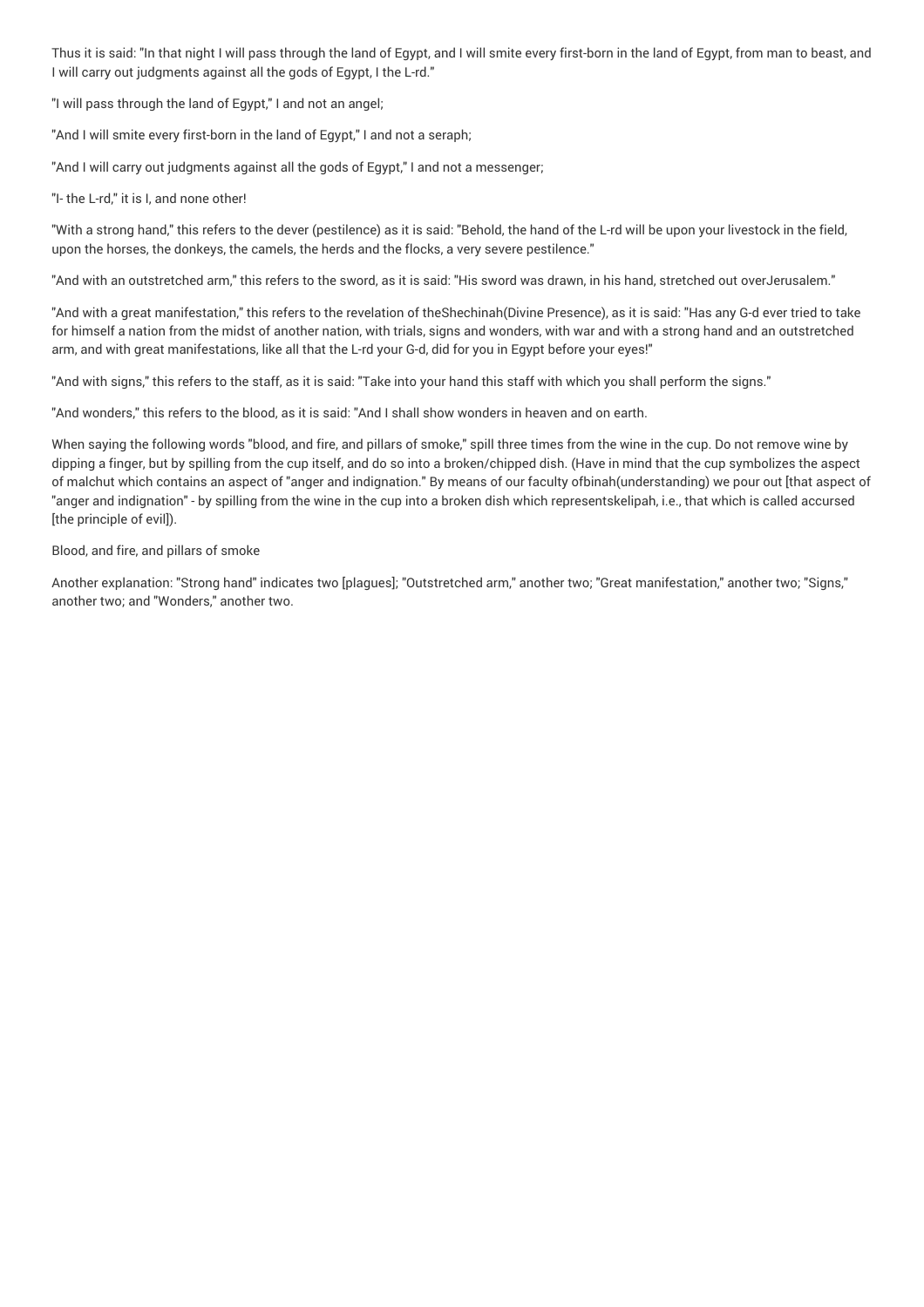Thus it is said: "In that night I will pass through the land of Egypt, and I will smite every first-born in the land of Egypt, from man to beast, and I will carry out judgments against all the gods of Egypt, I the L-rd."

"I will pass through the land of Egypt," I and not an angel;

"And I will smite every first-born in the land of Egypt," I and not a seraph;

"And I will carry out judgments against all the gods of Egypt," I and not a messenger;

"I- the L-rd," it is I, and none other!

"With a strong hand," this refers to the dever (pestilence) as it is said: "Behold, the hand of the L-rd will be upon your livestock in the field, upon the horses, the donkeys, the camels, the herds and the flocks, a very severe pestilence."

"And with an outstretched arm," this refers to the sword, as it is said: "His sword was drawn, in his hand, stretched out overJerusalem."

"And with a great manifestation," this refers to the revelation of theShechinah(Divine Presence), as it is said: "Has any G-d ever tried to take for himself a nation from the midst of another nation, with trials, signs and wonders, with war and with a strong hand and an outstretched arm, and with great manifestations, like all that the L-rd your G-d, did for you in Egypt before your eyes!"

"And with signs," this refers to the staff, as it is said: "Take into your hand this staff with which you shall perform the signs."

"And wonders," this refers to the blood, as it is said: "And I shall show wonders in heaven and on earth.

When saying the following words "blood, and fire, and pillars of smoke," spill three times from the wine in the cup. Do not remove wine by dipping a finger, but by spilling from the cup itself, and do so into a broken/chipped dish. (Have in mind that the cup symbolizes the aspect of malchut which contains an aspect of "anger and indignation." By means of our faculty ofbinah(understanding) we pour out [that aspect of "anger and indignation" - by spilling from the wine in the cup into a broken dish which representskelipah, i.e., that which is called accursed [the principle of evil]).

Blood, and fire, and pillars of smoke

Another explanation: "Strong hand" indicates two [plagues]; "Outstretched arm," another two; "Great manifestation," another two; "Signs," another two; and "Wonders," another two.